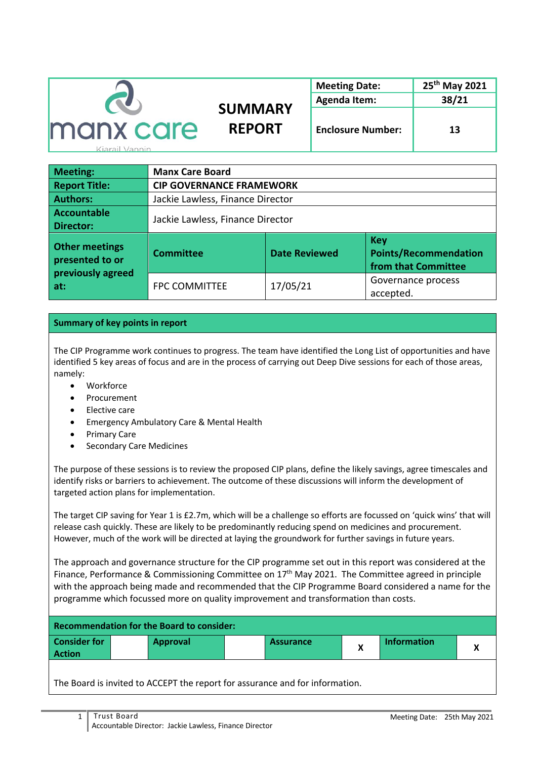manx care
Kiarail Vannin

# SUMMARY REPORT

| | |
|---|---|
| **Meeting Date:** | **25th May 2021** |
| **Agenda Item:** | **38/21** |
| **Enclosure Number:** | **13** |

| | | | |
|---|---|---|---|
| **Meeting:** | **Manx Care Board** | | |
| **Report Title:** | **CIP GOVERNANCE FRAMEWORK** | | |
| **Authors:** | Jackie Lawless, Finance Director | | |
| **Accountable Director:** | Jackie Lawless, Finance Director | | |
| **Other meetings presented to or previously agreed at:** | **Committee** | **Date Reviewed** | **Key Points/Recommendation from that Committee** |
| | FPC COMMITTEE | 17/05/21 | Governance process accepted. |

## Summary of key points in report

The CIP Programme work continues to progress. The team have identified the Long List of opportunities and have identified 5 key areas of focus and are in the process of carrying out Deep Dive sessions for each of those areas, namely:

- Workforce
- Procurement
- Elective care
- Emergency Ambulatory Care & Mental Health
- Primary Care
- Secondary Care Medicines

The purpose of these sessions is to review the proposed CIP plans, define the likely savings, agree timescales and identify risks or barriers to achievement. The outcome of these discussions will inform the development of targeted action plans for implementation.

The target CIP saving for Year 1 is £2.7m, which will be a challenge so efforts are focussed on 'quick wins' that will release cash quickly. These are likely to be predominantly reducing spend on medicines and procurement. However, much of the work will be directed at laying the groundwork for further savings in future years.

The approach and governance structure for the CIP programme set out in this report was considered at the Finance, Performance & Commissioning Committee on 17th May 2021. The Committee agreed in principle with the approach being made and recommended that the CIP Programme Board considered a name for the programme which focussed more on quality improvement and transformation than costs.

## Recommendation for the Board to consider:

| **Consider for Action** | | **Approval** | | **Assurance** | X | **Information** | X |
|---|---|---|---|---|---|---|---|

The Board is invited to ACCEPT the report for assurance and for information.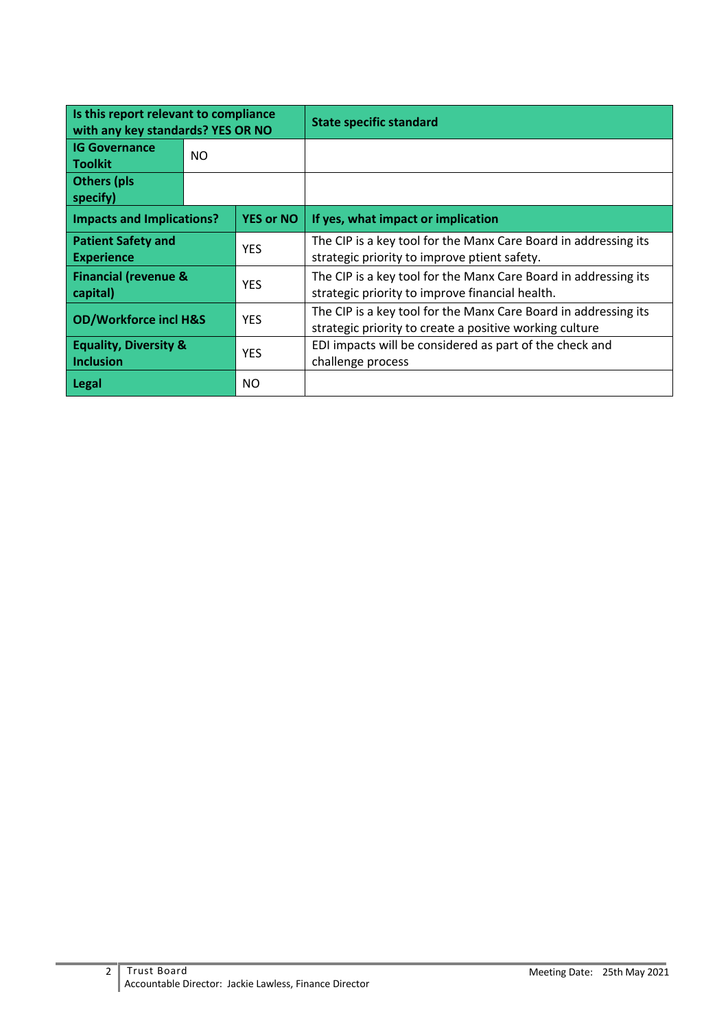| Is this report relevant to compliance with any key standards? YES OR NO | | State specific standard |
|---|---|---|
| **IG Governance Toolkit** | NO | |
| **Others (pls specify)** | | |

| Impacts and Implications? | YES or NO | If yes, what impact or implication |
|---|---|---|
| **Patient Safety and Experience** | YES | The CIP is a key tool for the Manx Care Board in addressing its strategic priority to improve ptient safety. |
| **Financial (revenue & capital)** | YES | The CIP is a key tool for the Manx Care Board in addressing its strategic priority to improve financial health. |
| **OD/Workforce incl H&S** | YES | The CIP is a key tool for the Manx Care Board in addressing its strategic priority to create a positive working culture |
| **Equality, Diversity & Inclusion** | YES | EDI impacts will be considered as part of the check and challenge process |
| **Legal** | NO | |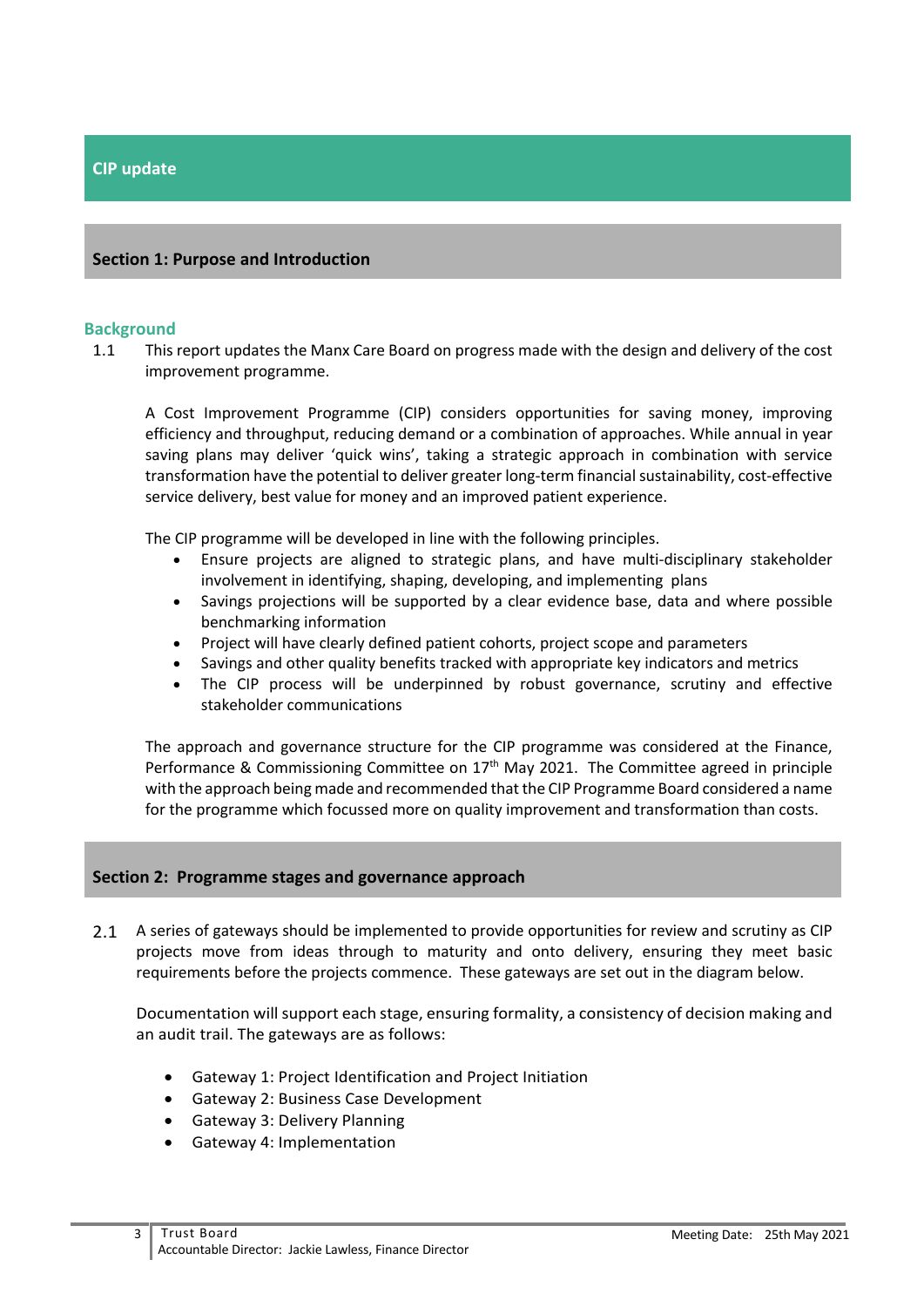## CIP update

### Section 1: Purpose and Introduction

#### Background

1.1 This report updates the Manx Care Board on progress made with the design and delivery of the cost improvement programme.

A Cost Improvement Programme (CIP) considers opportunities for saving money, improving efficiency and throughput, reducing demand or a combination of approaches. While annual in year saving plans may deliver 'quick wins', taking a strategic approach in combination with service transformation have the potential to deliver greater long-term financial sustainability, cost-effective service delivery, best value for money and an improved patient experience.

The CIP programme will be developed in line with the following principles.

- Ensure projects are aligned to strategic plans, and have multi-disciplinary stakeholder involvement in identifying, shaping, developing, and implementing plans
- Savings projections will be supported by a clear evidence base, data and where possible benchmarking information
- Project will have clearly defined patient cohorts, project scope and parameters
- Savings and other quality benefits tracked with appropriate key indicators and metrics
- The CIP process will be underpinned by robust governance, scrutiny and effective stakeholder communications

The approach and governance structure for the CIP programme was considered at the Finance, Performance & Commissioning Committee on 17th May 2021. The Committee agreed in principle with the approach being made and recommended that the CIP Programme Board considered a name for the programme which focussed more on quality improvement and transformation than costs.

### Section 2: Programme stages and governance approach

2.1 A series of gateways should be implemented to provide opportunities for review and scrutiny as CIP projects move from ideas through to maturity and onto delivery, ensuring they meet basic requirements before the projects commence. These gateways are set out in the diagram below.

Documentation will support each stage, ensuring formality, a consistency of decision making and an audit trail. The gateways are as follows:

- Gateway 1: Project Identification and Project Initiation
- Gateway 2: Business Case Development
- Gateway 3: Delivery Planning
- Gateway 4: Implementation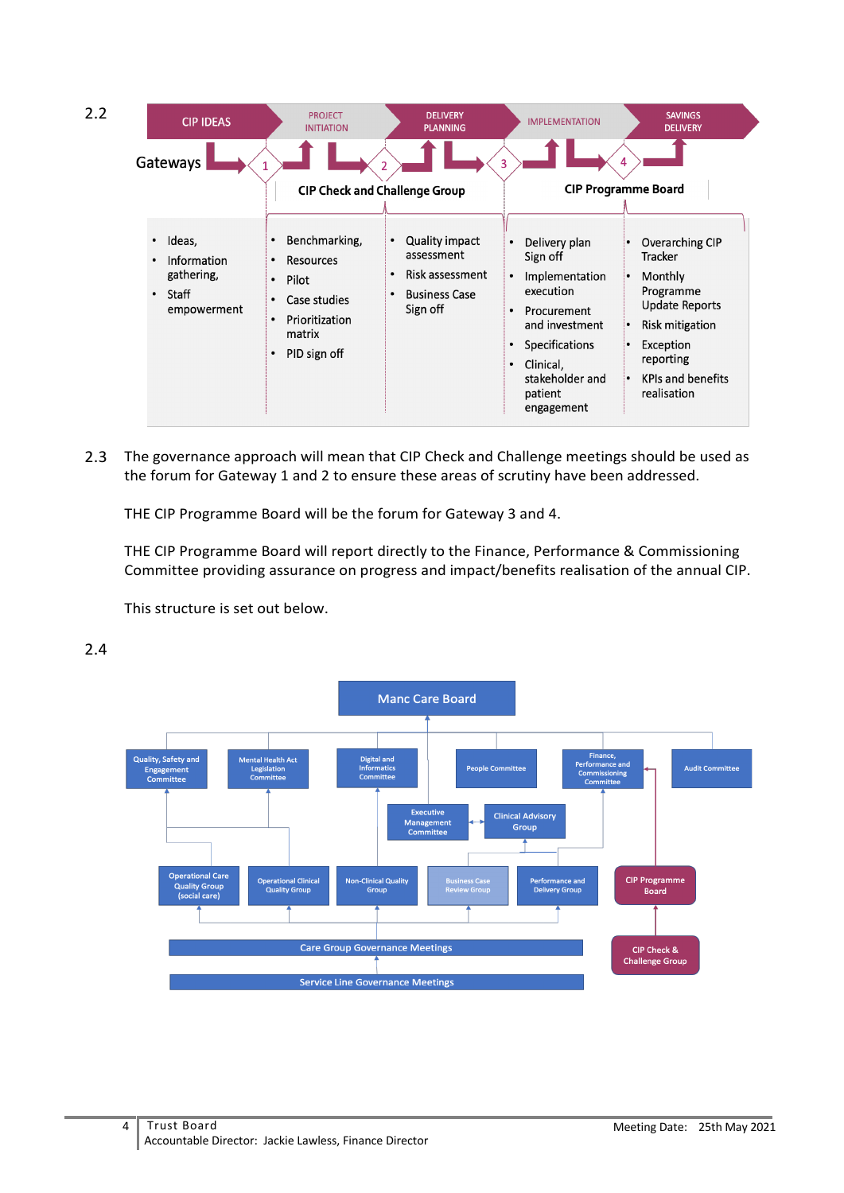2.2

CIP IDEAS — PROJECT INITIATION — DELIVERY PLANNING — IMPLEMENTATION — SAVINGS DELIVERY

Gateways 1 2 3 4

CIP Check and Challenge Group

CIP Programme Board

- Ideas,
- Information gathering,
- Staff empowerment

- Benchmarking,
- Resources
- Pilot
- Case studies
- Prioritization matrix
- PID sign off

- Quality impact assessment
- Risk assessment
- Business Case Sign off

- Delivery plan Sign off
- Implementation execution
- Procurement and investment
- Specifications
- Clinical, stakeholder and patient engagement

- Overarching CIP Tracker
- Monthly Programme Update Reports
- Risk mitigation
- Exception reporting
- KPIs and benefits realisation

2.3 The governance approach will mean that CIP Check and Challenge meetings should be used as the forum for Gateway 1 and 2 to ensure these areas of scrutiny have been addressed.

THE CIP Programme Board will be the forum for Gateway 3 and 4.

THE CIP Programme Board will report directly to the Finance, Performance & Commissioning Committee providing assurance on progress and impact/benefits realisation of the annual CIP.

This structure is set out below.

2.4

Manc Care Board

Quality, Safety and Engagement Committee

Mental Health Act Legislation Committee

Digital and Informatics Committee

People Committee

Finance, Performance and Commissioning Committee

Audit Committee

Executive Management Committee

Clinical Advisory Group

Operational Care Quality Group (social care)

Operational Clinical Quality Group

Non-Clinical Quality Group

Business Case Review Group

Performance and Delivery Group

CIP Programme Board

CIP Check & Challenge Group

Care Group Governance Meetings

Service Line Governance Meetings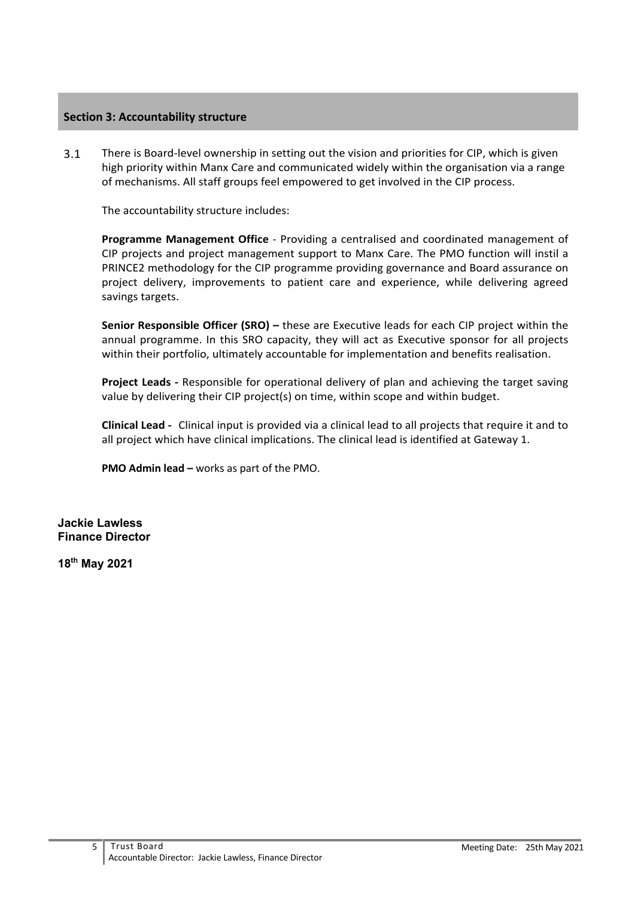## Section 3: Accountability structure

3.1 There is Board-level ownership in setting out the vision and priorities for CIP, which is given high priority within Manx Care and communicated widely within the organisation via a range of mechanisms. All staff groups feel empowered to get involved in the CIP process.

The accountability structure includes:

**Programme Management Office** - Providing a centralised and coordinated management of CIP projects and project management support to Manx Care. The PMO function will instil a PRINCE2 methodology for the CIP programme providing governance and Board assurance on project delivery, improvements to patient care and experience, while delivering agreed savings targets.

**Senior Responsible Officer (SRO) –** these are Executive leads for each CIP project within the annual programme. In this SRO capacity, they will act as Executive sponsor for all projects within their portfolio, ultimately accountable for implementation and benefits realisation.

**Project Leads -** Responsible for operational delivery of plan and achieving the target saving value by delivering their CIP project(s) on time, within scope and within budget.

**Clinical Lead -** Clinical input is provided via a clinical lead to all projects that require it and to all project which have clinical implications. The clinical lead is identified at Gateway 1.

**PMO Admin lead –** works as part of the PMO.

**Jackie Lawless**
**Finance Director**

**18th May 2021**